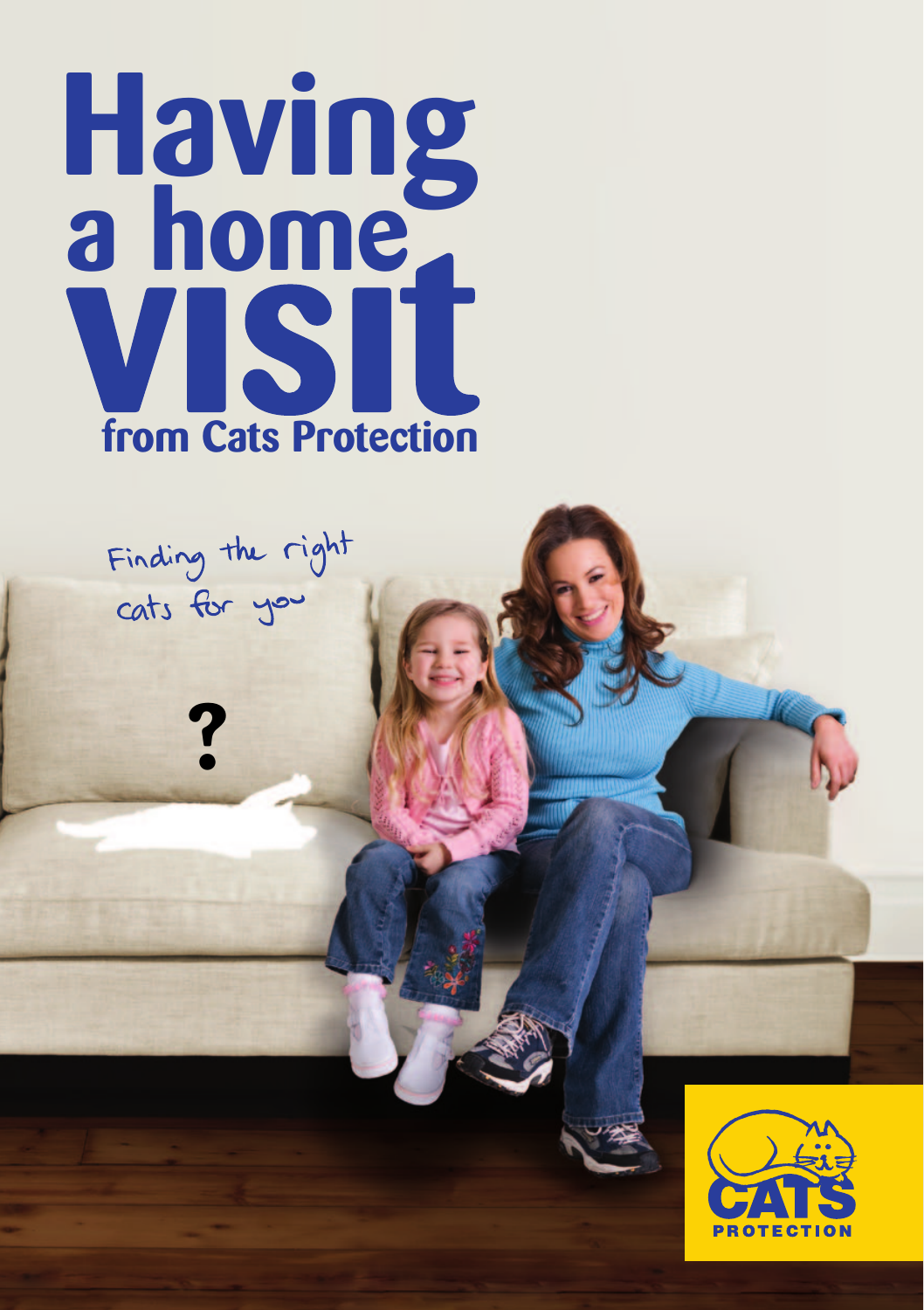# Having a home VISIT from Cats Protection

Finding the right cats for you

?

CATS PROTECTION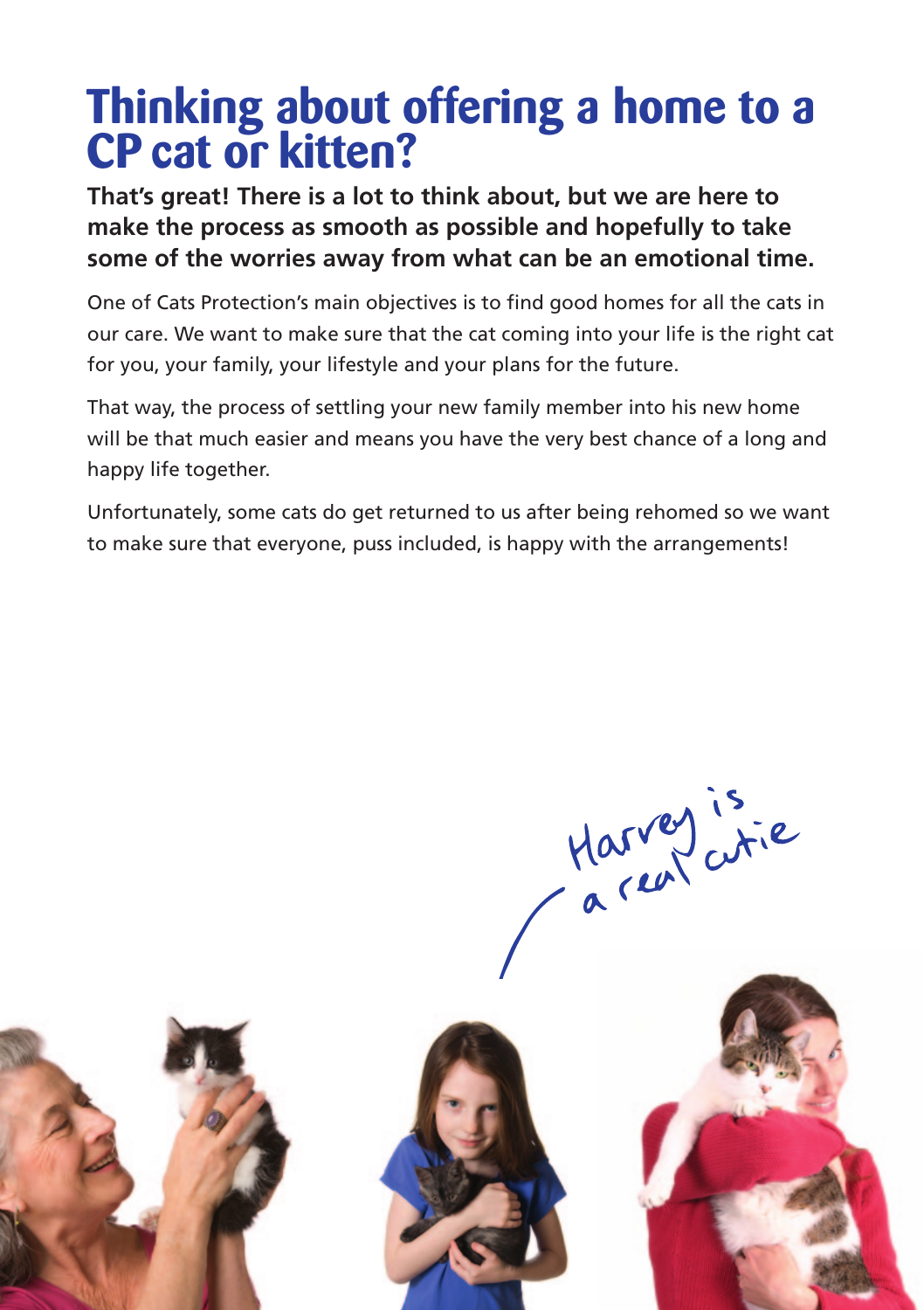# Thinking about offering a home to a CP cat or kitten?

**That's great! There is a lot to think about, but we are here to make the process as smooth as possible and hopefully to take some of the worries away from what can be an emotional time.**

One of Cats Protection's main objectives is to find good homes for all the cats in our care. We want to make sure that the cat coming into your life is the right cat for you, your family, your lifestyle and your plans for the future.

That way, the process of settling your new family member into his new home will be that much easier and means you have the very best chance of a long and happy life together.

Unfortunately, some cats do get returned to us after being rehomed so we want to make sure that everyone, puss included, is happy with the arrangements!

Harvey is a real cutie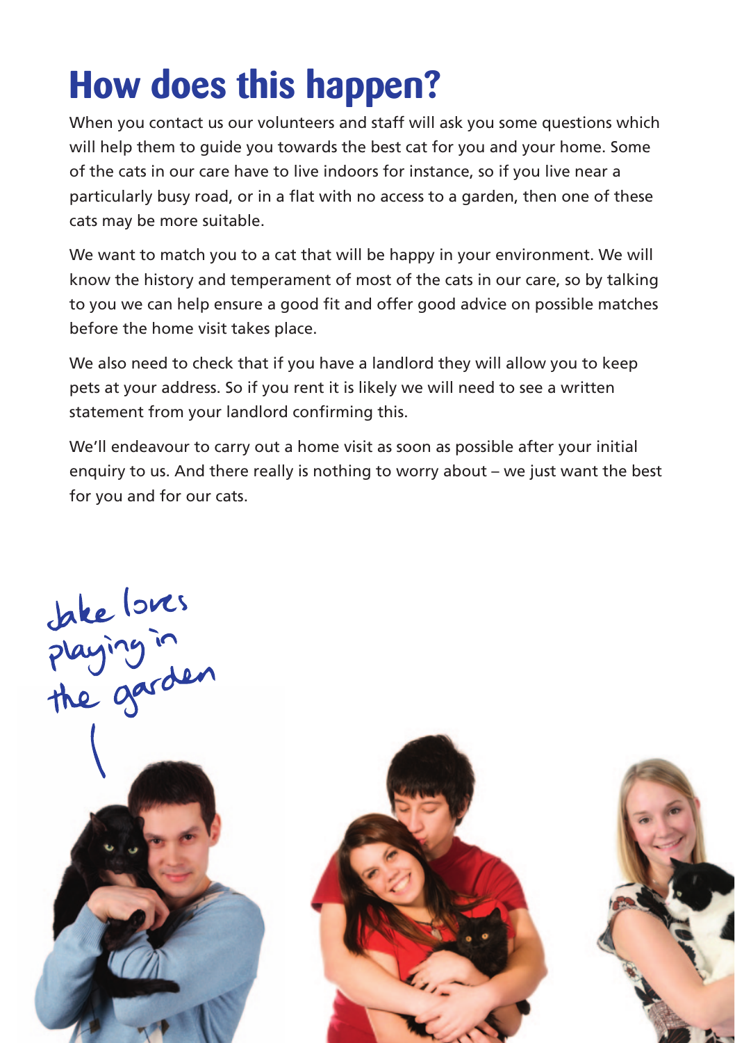# How does this happen?

When you contact us our volunteers and staff will ask you some questions which will help them to guide you towards the best cat for you and your home. Some of the cats in our care have to live indoors for instance, so if you live near a particularly busy road, or in a flat with no access to a garden, then one of these cats may be more suitable.

We want to match you to a cat that will be happy in your environment. We will know the history and temperament of most of the cats in our care, so by talking to you we can help ensure a good fit and offer good advice on possible matches before the home visit takes place.

We also need to check that if you have a landlord they will allow you to keep pets at your address. So if you rent it is likely we will need to see a written statement from your landlord confirming this.

We'll endeavour to carry out a home visit as soon as possible after your initial enquiry to us. And there really is nothing to worry about – we just want the best for you and for our cats.

Jake loves playing in the garden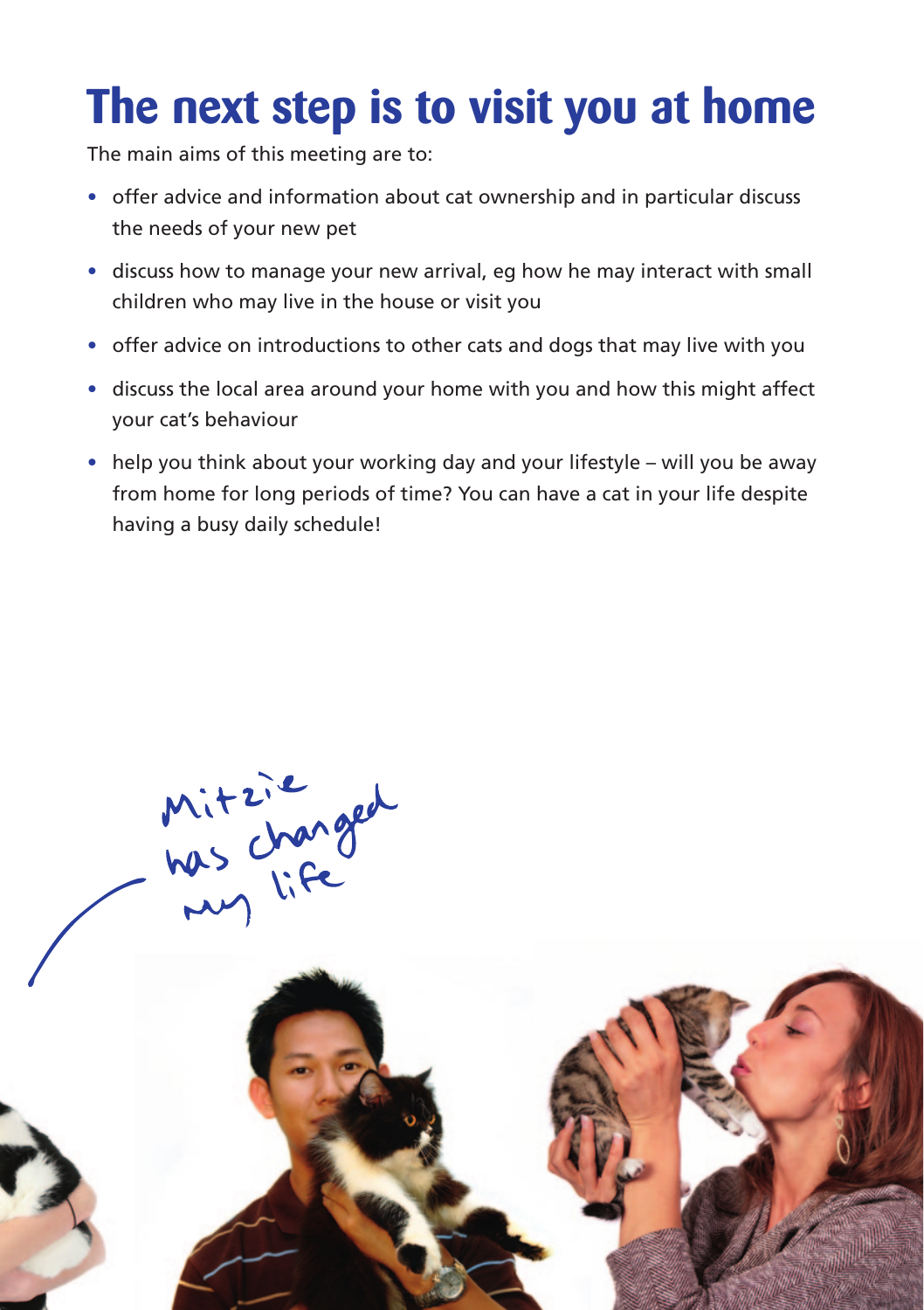# The next step is to visit you at home

The main aims of this meeting are to:

- offer advice and information about cat ownership and in particular discuss the needs of your new pet
- discuss how to manage your new arrival, eg how he may interact with small children who may live in the house or visit you
- offer advice on introductions to other cats and dogs that may live with you
- discuss the local area around your home with you and how this might affect your cat's behaviour
- help you think about your working day and your lifestyle – will you be away from home for long periods of time? You can have a cat in your life despite having a busy daily schedule!

Mitzie has changed my life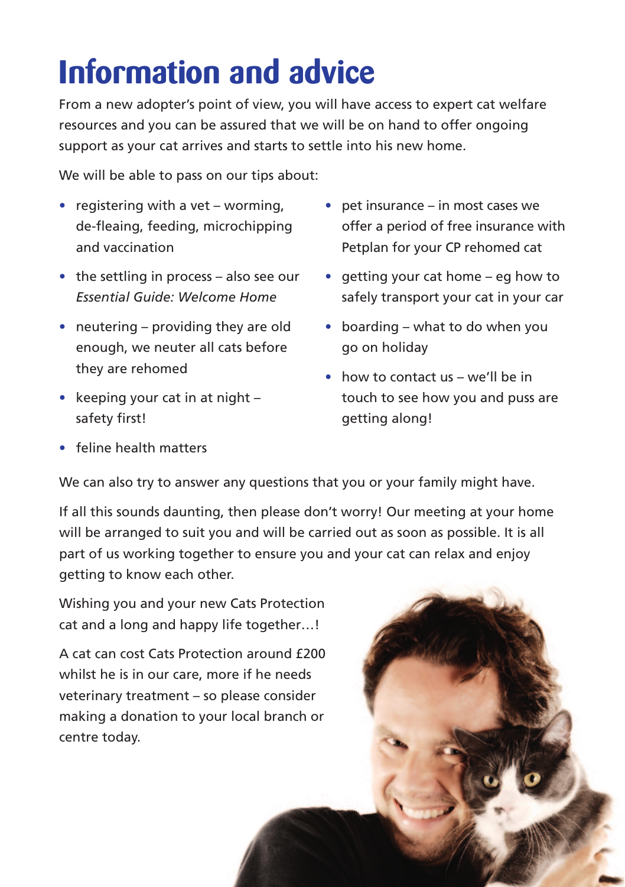# Information and advice

From a new adopter's point of view, you will have access to expert cat welfare resources and you can be assured that we will be on hand to offer ongoing support as your cat arrives and starts to settle into his new home.

We will be able to pass on our tips about:

- registering with a vet – worming, de-fleaing, feeding, microchipping and vaccination
- the settling in process – also see our *Essential Guide: Welcome Home*
- neutering – providing they are old enough, we neuter all cats before they are rehomed
- keeping your cat in at night – safety first!
- feline health matters
- pet insurance – in most cases we offer a period of free insurance with Petplan for your CP rehomed cat
- getting your cat home – eg how to safely transport your cat in your car
- boarding – what to do when you go on holiday
- how to contact us – we'll be in touch to see how you and puss are getting along!

We can also try to answer any questions that you or your family might have.

If all this sounds daunting, then please don't worry! Our meeting at your home will be arranged to suit you and will be carried out as soon as possible. It is all part of us working together to ensure you and your cat can relax and enjoy getting to know each other.

Wishing you and your new Cats Protection cat and a long and happy life together…!

A cat can cost Cats Protection around £200 whilst he is in our care, more if he needs veterinary treatment – so please consider making a donation to your local branch or centre today.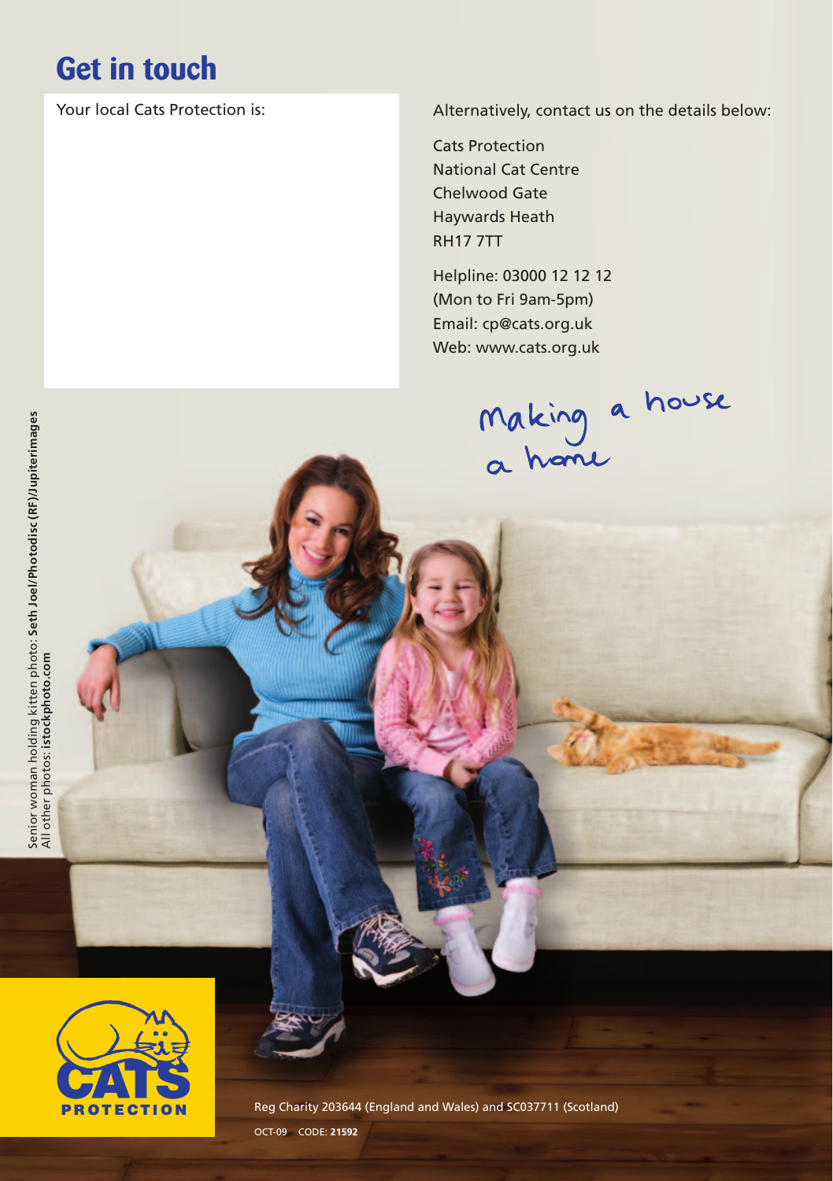# Get in touch

Your local Cats Protection is:

Alternatively, contact us on the details below:

Cats Protection
National Cat Centre
Chelwood Gate
Haywards Heath
RH17 7TT

Helpline: 03000 12 12 12
(Mon to Fri 9am-5pm)
Email: cp@cats.org.uk
Web: www.cats.org.uk

Making a house a home

Senior woman holding kitten photo: **Seth Joel/Photodisc (RF)/Jupiterimages**
All other photos: **istockphoto.com**

Reg Charity 203644 (England and Wales) and SC037711 (Scotland)

OCT-09 CODE: **21592**